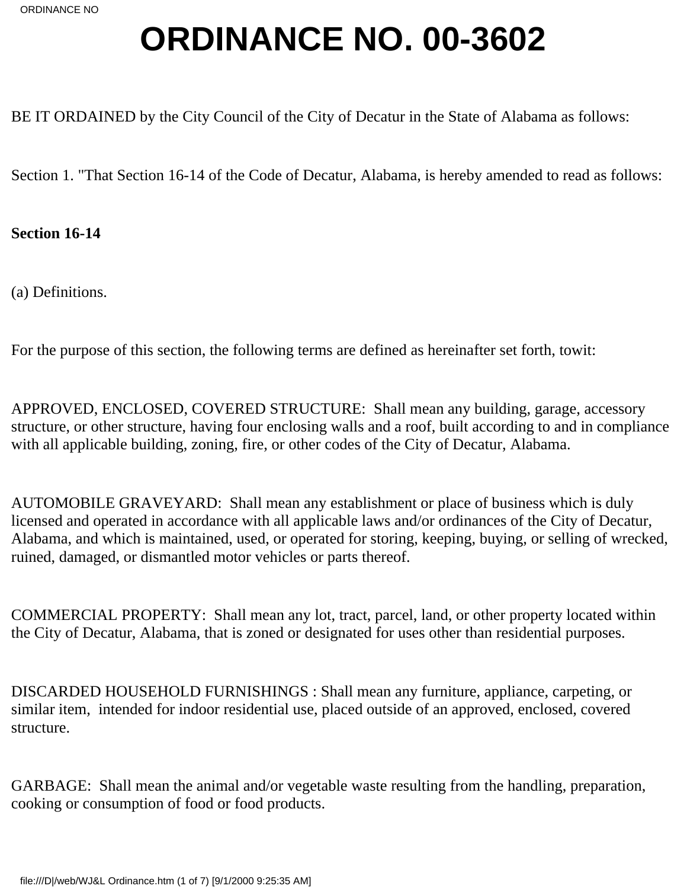# ORDINANCE NO. 00-3602

BE IT ORDAINED by the City Council of the City of Decatur in the State of Alabama as follows:

Section 1. "That Section 16-14 of the Code of Decatur, Alabama, is hereby amended to read as follows:

**Section 16-14**

(a) Definitions.

For the purpose of this section, the following terms are defined as hereinafter set forth, towit:

APPROVED, ENCLOSED, COVERED STRUCTURE: Shall mean any building, garage, accessory structure, or other structure, having four enclosing walls and a roof, built according to and in compliance with all applicable building, zoning, fire, or other codes of the City of Decatur, Alabama.

AUTOMOBILE GRAVEYARD: Shall mean any establishment or place of business which is duly licensed and operated in accordance with all applicable laws and/or ordinances of the City of Decatur, Alabama, and which is maintained, used, or operated for storing, keeping, buying, or selling of wrecked, ruined, damaged, or dismantled motor vehicles or parts thereof.

COMMERCIAL PROPERTY: Shall mean any lot, tract, parcel, land, or other property located within the City of Decatur, Alabama, that is zoned or designated for uses other than residential purposes.

DISCARDED HOUSEHOLD FURNISHINGS : Shall mean any furniture, appliance, carpeting, or similar item, intended for indoor residential use, placed outside of an approved, enclosed, covered structure.

GARBAGE: Shall mean the animal and/or vegetable waste resulting from the handling, preparation, cooking or consumption of food or food products.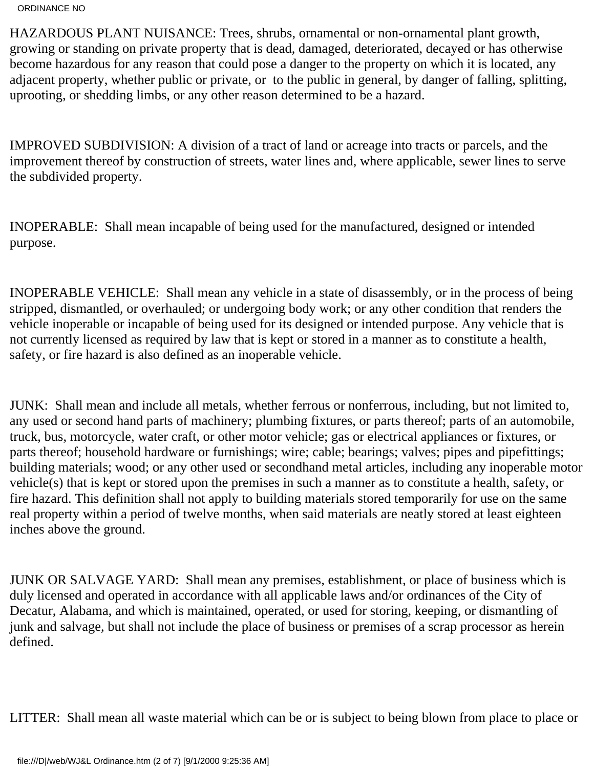HAZARDOUS PLANT NUISANCE: Trees, shrubs, ornamental or non-ornamental plant growth, growing or standing on private property that is dead, damaged, deteriorated, decayed or has otherwise become hazardous for any reason that could pose a danger to the property on which it is located, any adjacent property, whether public or private, or to the public in general, by danger of falling, splitting, uprooting, or shedding limbs, or any other reason determined to be a hazard.

IMPROVED SUBDIVISION: A division of a tract of land or acreage into tracts or parcels, and the improvement thereof by construction of streets, water lines and, where applicable, sewer lines to serve the subdivided property.

INOPERABLE: Shall mean incapable of being used for the manufactured, designed or intended purpose.

INOPERABLE VEHICLE: Shall mean any vehicle in a state of disassembly, or in the process of being stripped, dismantled, or overhauled; or undergoing body work; or any other condition that renders the vehicle inoperable or incapable of being used for its designed or intended purpose. Any vehicle that is not currently licensed as required by law that is kept or stored in a manner as to constitute a health, safety, or fire hazard is also defined as an inoperable vehicle.

JUNK: Shall mean and include all metals, whether ferrous or nonferrous, including, but not limited to, any used or second hand parts of machinery; plumbing fixtures, or parts thereof; parts of an automobile, truck, bus, motorcycle, water craft, or other motor vehicle; gas or electrical appliances or fixtures, or parts thereof; household hardware or furnishings; wire; cable; bearings; valves; pipes and pipefittings; building materials; wood; or any other used or secondhand metal articles, including any inoperable motor vehicle(s) that is kept or stored upon the premises in such a manner as to constitute a health, safety, or fire hazard. This definition shall not apply to building materials stored temporarily for use on the same real property within a period of twelve months, when said materials are neatly stored at least eighteen inches above the ground.

JUNK OR SALVAGE YARD: Shall mean any premises, establishment, or place of business which is duly licensed and operated in accordance with all applicable laws and/or ordinances of the City of Decatur, Alabama, and which is maintained, operated, or used for storing, keeping, or dismantling of junk and salvage, but shall not include the place of business or premises of a scrap processor as herein defined.

LITTER: Shall mean all waste material which can be or is subject to being blown from place to place or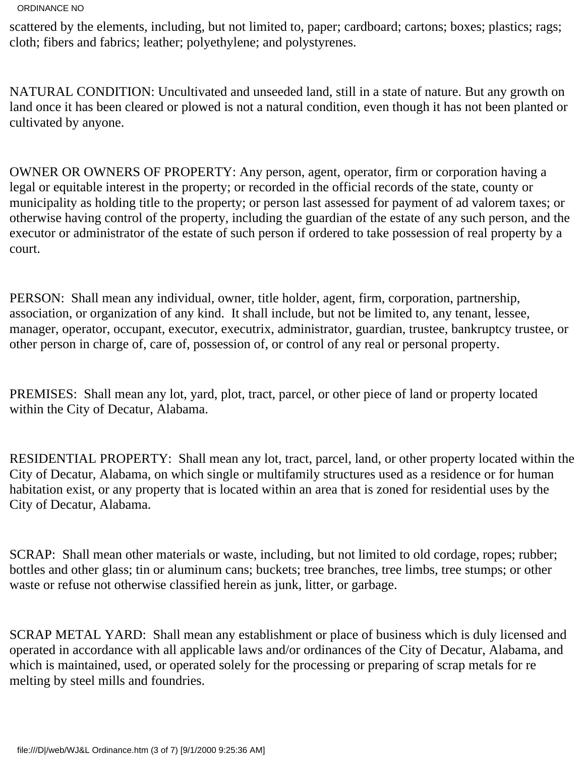scattered by the elements, including, but not limited to, paper; cardboard; cartons; boxes; plastics; rags; cloth; fibers and fabrics; leather; polyethylene; and polystyrenes.

NATURAL CONDITION: Uncultivated and unseeded land, still in a state of nature. But any growth on land once it has been cleared or plowed is not a natural condition, even though it has not been planted or cultivated by anyone.

OWNER OR OWNERS OF PROPERTY: Any person, agent, operator, firm or corporation having a legal or equitable interest in the property; or recorded in the official records of the state, county or municipality as holding title to the property; or person last assessed for payment of ad valorem taxes; or otherwise having control of the property, including the guardian of the estate of any such person, and the executor or administrator of the estate of such person if ordered to take possession of real property by a court.

PERSON: Shall mean any individual, owner, title holder, agent, firm, corporation, partnership, association, or organization of any kind. It shall include, but not be limited to, any tenant, lessee, manager, operator, occupant, executor, executrix, administrator, guardian, trustee, bankruptcy trustee, or other person in charge of, care of, possession of, or control of any real or personal property.

PREMISES: Shall mean any lot, yard, plot, tract, parcel, or other piece of land or property located within the City of Decatur, Alabama.

RESIDENTIAL PROPERTY: Shall mean any lot, tract, parcel, land, or other property located within the City of Decatur, Alabama, on which single or multifamily structures used as a residence or for human habitation exist, or any property that is located within an area that is zoned for residential uses by the City of Decatur, Alabama.

SCRAP: Shall mean other materials or waste, including, but not limited to old cordage, ropes; rubber; bottles and other glass; tin or aluminum cans; buckets; tree branches, tree limbs, tree stumps; or other waste or refuse not otherwise classified herein as junk, litter, or garbage.

SCRAP METAL YARD: Shall mean any establishment or place of business which is duly licensed and operated in accordance with all applicable laws and/or ordinances of the City of Decatur, Alabama, and which is maintained, used, or operated solely for the processing or preparing of scrap metals for re melting by steel mills and foundries.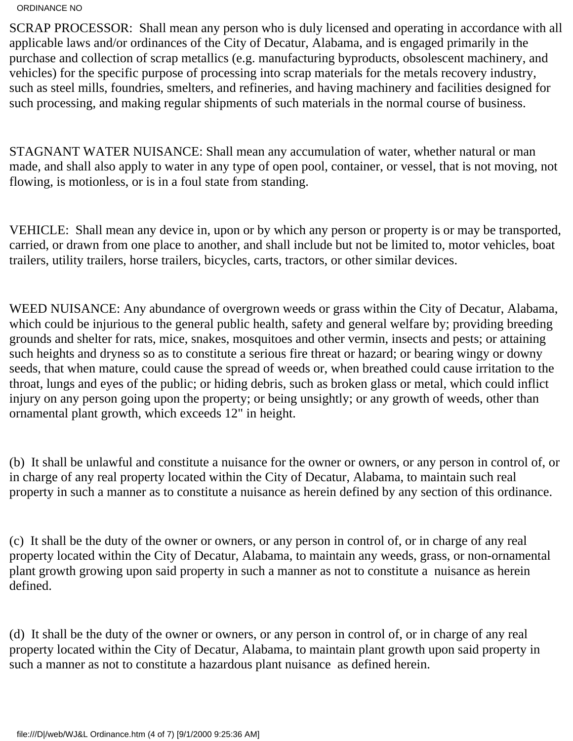SCRAP PROCESSOR:  Shall mean any person who is duly licensed and operating in accordance with all applicable laws and/or ordinances of the City of Decatur, Alabama, and is engaged primarily in the purchase and collection of scrap metallics (e.g. manufacturing byproducts, obsolescent machinery, and vehicles) for the specific purpose of processing into scrap materials for the metals recovery industry, such as steel mills, foundries, smelters, and refineries, and having machinery and facilities designed for such processing, and making regular shipments of such materials in the normal course of business.

STAGNANT WATER NUISANCE: Shall mean any accumulation of water, whether natural or man made, and shall also apply to water in any type of open pool, container, or vessel, that is not moving, not flowing, is motionless, or is in a foul state from standing.

VEHICLE:  Shall mean any device in, upon or by which any person or property is or may be transported, carried, or drawn from one place to another, and shall include but not be limited to, motor vehicles, boat trailers, utility trailers, horse trailers, bicycles, carts, tractors, or other similar devices.

WEED NUISANCE: Any abundance of overgrown weeds or grass within the City of Decatur, Alabama, which could be injurious to the general public health, safety and general welfare by; providing breeding grounds and shelter for rats, mice, snakes, mosquitoes and other vermin, insects and pests; or attaining such heights and dryness so as to constitute a serious fire threat or hazard; or bearing wingy or downy seeds, that when mature, could cause the spread of weeds or, when breathed could cause irritation to the throat, lungs and eyes of the public; or hiding debris, such as broken glass or metal, which could inflict injury on any person going upon the property; or being unsightly; or any growth of weeds, other than ornamental plant growth, which exceeds 12" in height.

(b)  It shall be unlawful and constitute a nuisance for the owner or owners, or any person in control of, or in charge of any real property located within the City of Decatur, Alabama, to maintain such real property in such a manner as to constitute a nuisance as herein defined by any section of this ordinance.

(c)  It shall be the duty of the owner or owners, or any person in control of, or in charge of any real property located within the City of Decatur, Alabama, to maintain any weeds, grass, or non-ornamental plant growth growing upon said property in such a manner as not to constitute a  nuisance as herein defined.

(d)  It shall be the duty of the owner or owners, or any person in control of, or in charge of any real property located within the City of Decatur, Alabama, to maintain plant growth upon said property in such a manner as not to constitute a hazardous plant nuisance  as defined herein.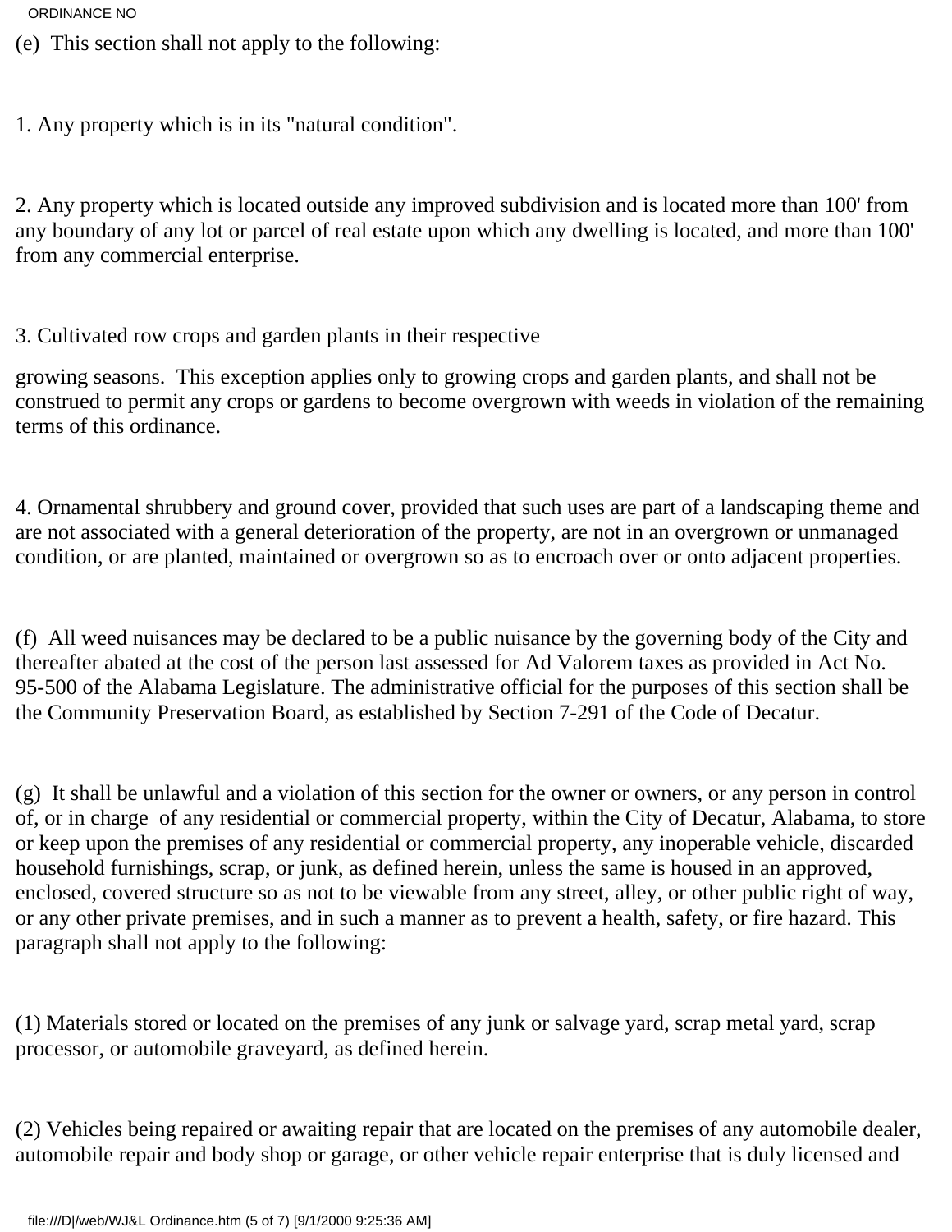(e) This section shall not apply to the following:

1. Any property which is in its "natural condition".

2. Any property which is located outside any improved subdivision and is located more than 100' from any boundary of any lot or parcel of real estate upon which any dwelling is located, and more than 100' from any commercial enterprise.

3. Cultivated row crops and garden plants in their respective growing seasons. This exception applies only to growing crops and garden plants, and shall not be construed to permit any crops or gardens to become overgrown with weeds in violation of the remaining terms of this ordinance.

4. Ornamental shrubbery and ground cover, provided that such uses are part of a landscaping theme and are not associated with a general deterioration of the property, are not in an overgrown or unmanaged condition, or are planted, maintained or overgrown so as to encroach over or onto adjacent properties.

(f) All weed nuisances may be declared to be a public nuisance by the governing body of the City and thereafter abated at the cost of the person last assessed for Ad Valorem taxes as provided in Act No. 95-500 of the Alabama Legislature. The administrative official for the purposes of this section shall be the Community Preservation Board, as established by Section 7-291 of the Code of Decatur.

(g) It shall be unlawful and a violation of this section for the owner or owners, or any person in control of, or in charge of any residential or commercial property, within the City of Decatur, Alabama, to store or keep upon the premises of any residential or commercial property, any inoperable vehicle, discarded household furnishings, scrap, or junk, as defined herein, unless the same is housed in an approved, enclosed, covered structure so as not to be viewable from any street, alley, or other public right of way, or any other private premises, and in such a manner as to prevent a health, safety, or fire hazard. This paragraph shall not apply to the following:

(1) Materials stored or located on the premises of any junk or salvage yard, scrap metal yard, scrap processor, or automobile graveyard, as defined herein.

(2) Vehicles being repaired or awaiting repair that are located on the premises of any automobile dealer, automobile repair and body shop or garage, or other vehicle repair enterprise that is duly licensed and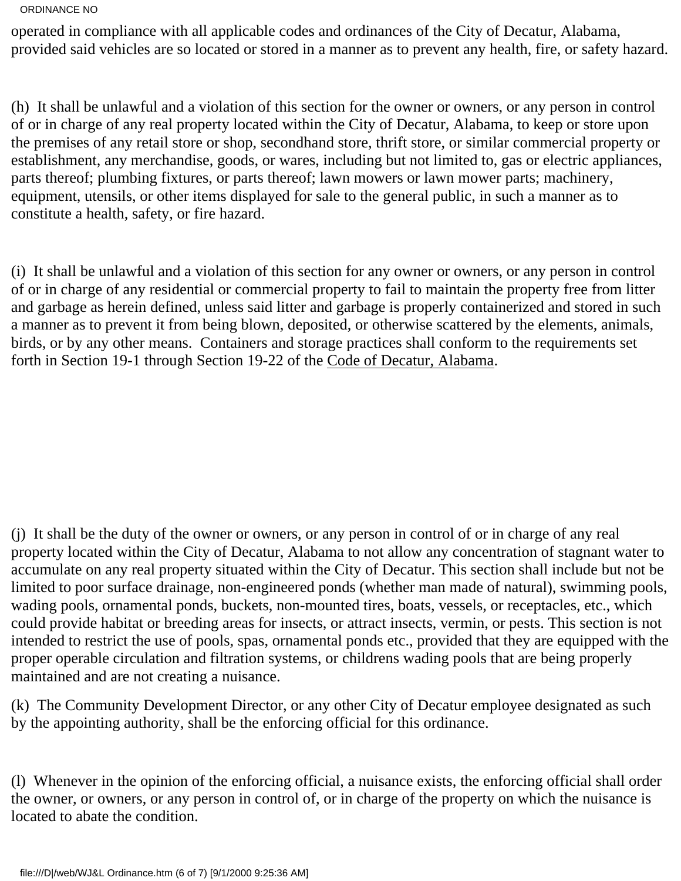operated in compliance with all applicable codes and ordinances of the City of Decatur, Alabama, provided said vehicles are so located or stored in a manner as to prevent any health, fire, or safety hazard.

(h) It shall be unlawful and a violation of this section for the owner or owners, or any person in control of or in charge of any real property located within the City of Decatur, Alabama, to keep or store upon the premises of any retail store or shop, secondhand store, thrift store, or similar commercial property or establishment, any merchandise, goods, or wares, including but not limited to, gas or electric appliances, parts thereof; plumbing fixtures, or parts thereof; lawn mowers or lawn mower parts; machinery, equipment, utensils, or other items displayed for sale to the general public, in such a manner as to constitute a health, safety, or fire hazard.

(i) It shall be unlawful and a violation of this section for any owner or owners, or any person in control of or in charge of any residential or commercial property to fail to maintain the property free from litter and garbage as herein defined, unless said litter and garbage is properly containerized and stored in such a manner as to prevent it from being blown, deposited, or otherwise scattered by the elements, animals, birds, or by any other means. Containers and storage practices shall conform to the requirements set forth in Section 19-1 through Section 19-22 of the Code of Decatur, Alabama.

(j) It shall be the duty of the owner or owners, or any person in control of or in charge of any real property located within the City of Decatur, Alabama to not allow any concentration of stagnant water to accumulate on any real property situated within the City of Decatur. This section shall include but not be limited to poor surface drainage, non-engineered ponds (whether man made of natural), swimming pools, wading pools, ornamental ponds, buckets, non-mounted tires, boats, vessels, or receptacles, etc., which could provide habitat or breeding areas for insects, or attract insects, vermin, or pests. This section is not intended to restrict the use of pools, spas, ornamental ponds etc., provided that they are equipped with the proper operable circulation and filtration systems, or childrens wading pools that are being properly maintained and are not creating a nuisance.

(k) The Community Development Director, or any other City of Decatur employee designated as such by the appointing authority, shall be the enforcing official for this ordinance.

(l) Whenever in the opinion of the enforcing official, a nuisance exists, the enforcing official shall order the owner, or owners, or any person in control of, or in charge of the property on which the nuisance is located to abate the condition.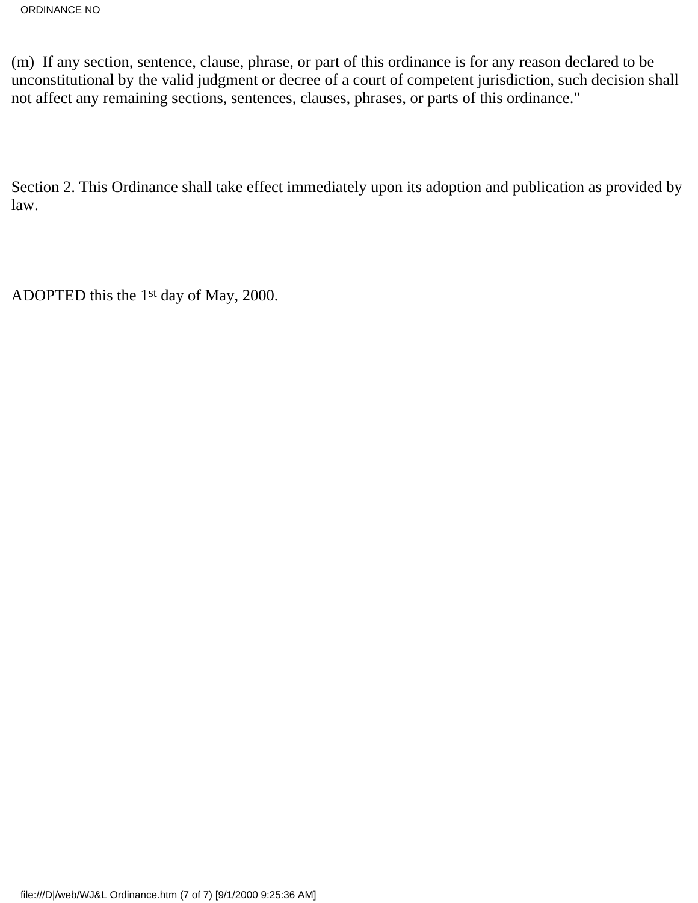(m) If any section, sentence, clause, phrase, or part of this ordinance is for any reason declared to be unconstitutional by the valid judgment or decree of a court of competent jurisdiction, such decision shall not affect any remaining sections, sentences, clauses, phrases, or parts of this ordinance."

Section 2. This Ordinance shall take effect immediately upon its adoption and publication as provided by law.

ADOPTED this the 1st day of May, 2000.